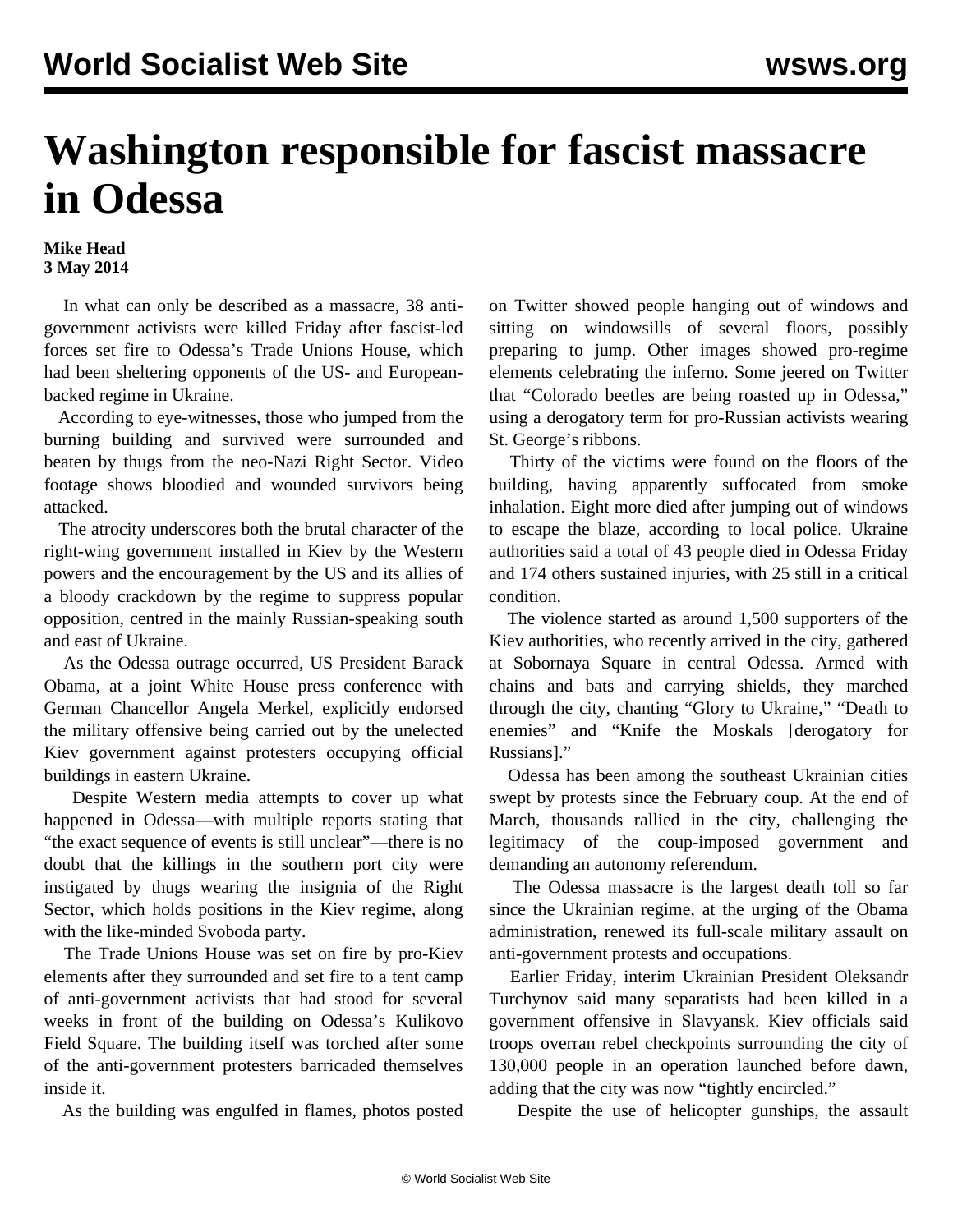# Washington responsible for fascist massacre in Odessa

**Mike Head**
**3 May 2014**

In what can only be described as a massacre, 38 anti-government activists were killed Friday after fascist-led forces set fire to Odessa's Trade Unions House, which had been sheltering opponents of the US- and European-backed regime in Ukraine.

According to eye-witnesses, those who jumped from the burning building and survived were surrounded and beaten by thugs from the neo-Nazi Right Sector. Video footage shows bloodied and wounded survivors being attacked.

The atrocity underscores both the brutal character of the right-wing government installed in Kiev by the Western powers and the encouragement by the US and its allies of a bloody crackdown by the regime to suppress popular opposition, centred in the mainly Russian-speaking south and east of Ukraine.

As the Odessa outrage occurred, US President Barack Obama, at a joint White House press conference with German Chancellor Angela Merkel, explicitly endorsed the military offensive being carried out by the unelected Kiev government against protesters occupying official buildings in eastern Ukraine.

Despite Western media attempts to cover up what happened in Odessa—with multiple reports stating that "the exact sequence of events is still unclear"—there is no doubt that the killings in the southern port city were instigated by thugs wearing the insignia of the Right Sector, which holds positions in the Kiev regime, along with the like-minded Svoboda party.

The Trade Unions House was set on fire by pro-Kiev elements after they surrounded and set fire to a tent camp of anti-government activists that had stood for several weeks in front of the building on Odessa's Kulikovo Field Square. The building itself was torched after some of the anti-government protesters barricaded themselves inside it.

As the building was engulfed in flames, photos posted on Twitter showed people hanging out of windows and sitting on windowsills of several floors, possibly preparing to jump. Other images showed pro-regime elements celebrating the inferno. Some jeered on Twitter that "Colorado beetles are being roasted up in Odessa," using a derogatory term for pro-Russian activists wearing St. George's ribbons.

Thirty of the victims were found on the floors of the building, having apparently suffocated from smoke inhalation. Eight more died after jumping out of windows to escape the blaze, according to local police. Ukraine authorities said a total of 43 people died in Odessa Friday and 174 others sustained injuries, with 25 still in a critical condition.

The violence started as around 1,500 supporters of the Kiev authorities, who recently arrived in the city, gathered at Sobornaya Square in central Odessa. Armed with chains and bats and carrying shields, they marched through the city, chanting "Glory to Ukraine," "Death to enemies" and "Knife the Moskals [derogatory for Russians]."

Odessa has been among the southeast Ukrainian cities swept by protests since the February coup. At the end of March, thousands rallied in the city, challenging the legitimacy of the coup-imposed government and demanding an autonomy referendum.

The Odessa massacre is the largest death toll so far since the Ukrainian regime, at the urging of the Obama administration, renewed its full-scale military assault on anti-government protests and occupations.

Earlier Friday, interim Ukrainian President Oleksandr Turchynov said many separatists had been killed in a government offensive in Slavyansk. Kiev officials said troops overran rebel checkpoints surrounding the city of 130,000 people in an operation launched before dawn, adding that the city was now "tightly encircled."

Despite the use of helicopter gunships, the assault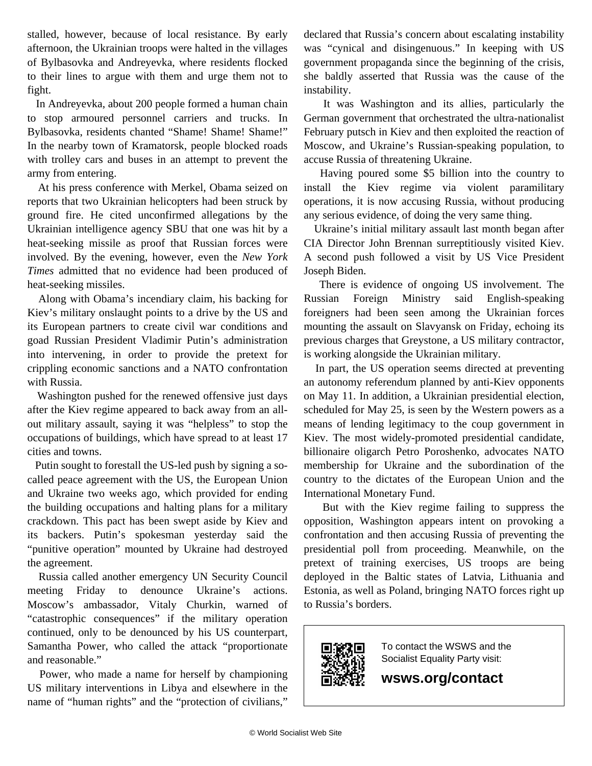stalled, however, because of local resistance. By early afternoon, the Ukrainian troops were halted in the villages of Bylbasovka and Andreyevka, where residents flocked to their lines to argue with them and urge them not to fight.

In Andreyevka, about 200 people formed a human chain to stop armoured personnel carriers and trucks. In Bylbasovka, residents chanted "Shame! Shame! Shame!" In the nearby town of Kramatorsk, people blocked roads with trolley cars and buses in an attempt to prevent the army from entering.

At his press conference with Merkel, Obama seized on reports that two Ukrainian helicopters had been struck by ground fire. He cited unconfirmed allegations by the Ukrainian intelligence agency SBU that one was hit by a heat-seeking missile as proof that Russian forces were involved. By the evening, however, even the *New York Times* admitted that no evidence had been produced of heat-seeking missiles.

Along with Obama's incendiary claim, his backing for Kiev's military onslaught points to a drive by the US and its European partners to create civil war conditions and goad Russian President Vladimir Putin's administration into intervening, in order to provide the pretext for crippling economic sanctions and a NATO confrontation with Russia.

Washington pushed for the renewed offensive just days after the Kiev regime appeared to back away from an all-out military assault, saying it was "helpless" to stop the occupations of buildings, which have spread to at least 17 cities and towns.

Putin sought to forestall the US-led push by signing a so-called peace agreement with the US, the European Union and Ukraine two weeks ago, which provided for ending the building occupations and halting plans for a military crackdown. This pact has been swept aside by Kiev and its backers. Putin's spokesman yesterday said the "punitive operation" mounted by Ukraine had destroyed the agreement.

Russia called another emergency UN Security Council meeting Friday to denounce Ukraine's actions. Moscow's ambassador, Vitaly Churkin, warned of "catastrophic consequences" if the military operation continued, only to be denounced by his US counterpart, Samantha Power, who called the attack "proportionate and reasonable."

Power, who made a name for herself by championing US military interventions in Libya and elsewhere in the name of "human rights" and the "protection of civilians," declared that Russia's concern about escalating instability was "cynical and disingenuous." In keeping with US government propaganda since the beginning of the crisis, she baldly asserted that Russia was the cause of the instability.

It was Washington and its allies, particularly the German government that orchestrated the ultra-nationalist February putsch in Kiev and then exploited the reaction of Moscow, and Ukraine's Russian-speaking population, to accuse Russia of threatening Ukraine.

Having poured some $5 billion into the country to install the Kiev regime via violent paramilitary operations, it is now accusing Russia, without producing any serious evidence, of doing the very same thing.

Ukraine's initial military assault last month began after CIA Director John Brennan surreptitiously visited Kiev. A second push followed a visit by US Vice President Joseph Biden.

There is evidence of ongoing US involvement. The Russian Foreign Ministry said English-speaking foreigners had been seen among the Ukrainian forces mounting the assault on Slavyansk on Friday, echoing its previous charges that Greystone, a US military contractor, is working alongside the Ukrainian military.

In part, the US operation seems directed at preventing an autonomy referendum planned by anti-Kiev opponents on May 11. In addition, a Ukrainian presidential election, scheduled for May 25, is seen by the Western powers as a means of lending legitimacy to the coup government in Kiev. The most widely-promoted presidential candidate, billionaire oligarch Petro Poroshenko, advocates NATO membership for Ukraine and the subordination of the country to the dictates of the European Union and the International Monetary Fund.

But with the Kiev regime failing to suppress the opposition, Washington appears intent on provoking a confrontation and then accusing Russia of preventing the presidential poll from proceeding. Meanwhile, on the pretext of training exercises, US troops are being deployed in the Baltic states of Latvia, Lithuania and Estonia, as well as Poland, bringing NATO forces right up to Russia's borders.

To contact the WSWS and the Socialist Equality Party visit:

**wsws.org/contact**